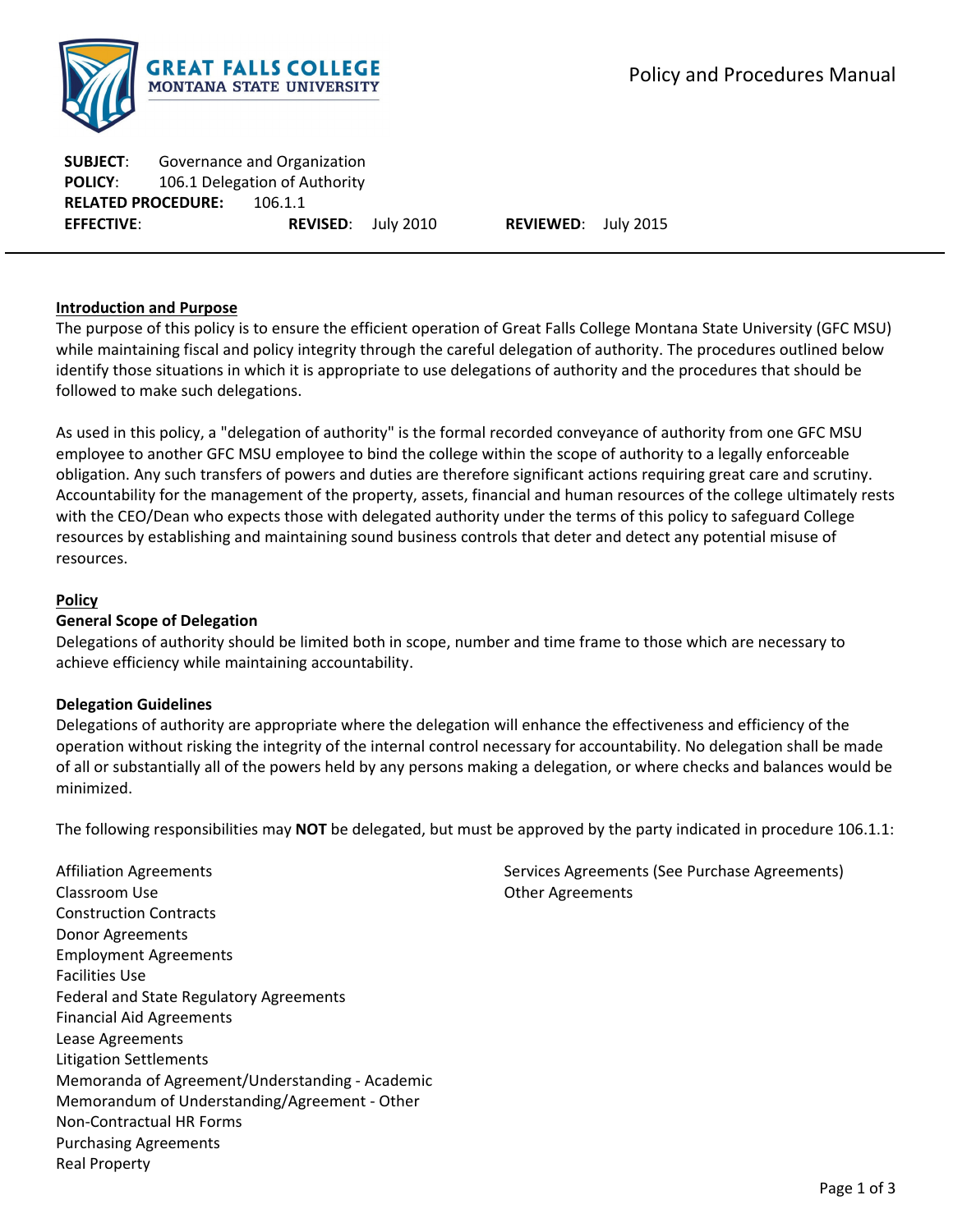GREAT FALLS COLLEGE
MONTANA STATE UNIVERSITY

Policy and Procedures Manual

**SUBJECT**: Governance and Organization
**POLICY**: 106.1 Delegation of Authority
**RELATED PROCEDURE:** 106.1.1
**EFFECTIVE**: **REVISED**: July 2010 **REVIEWED**: July 2015

---

## Introduction and Purpose

The purpose of this policy is to ensure the efficient operation of Great Falls College Montana State University (GFC MSU) while maintaining fiscal and policy integrity through the careful delegation of authority. The procedures outlined below identify those situations in which it is appropriate to use delegations of authority and the procedures that should be followed to make such delegations.

As used in this policy, a "delegation of authority" is the formal recorded conveyance of authority from one GFC MSU employee to another GFC MSU employee to bind the college within the scope of authority to a legally enforceable obligation. Any such transfers of powers and duties are therefore significant actions requiring great care and scrutiny. Accountability for the management of the property, assets, financial and human resources of the college ultimately rests with the CEO/Dean who expects those with delegated authority under the terms of this policy to safeguard College resources by establishing and maintaining sound business controls that deter and detect any potential misuse of resources.

## Policy

### General Scope of Delegation

Delegations of authority should be limited both in scope, number and time frame to those which are necessary to achieve efficiency while maintaining accountability.

### Delegation Guidelines

Delegations of authority are appropriate where the delegation will enhance the effectiveness and efficiency of the operation without risking the integrity of the internal control necessary for accountability. No delegation shall be made of all or substantially all of the powers held by any persons making a delegation, or where checks and balances would be minimized.

The following responsibilities may **NOT** be delegated, but must be approved by the party indicated in procedure 106.1.1:

Affiliation Agreements
Classroom Use
Construction Contracts
Donor Agreements
Employment Agreements
Facilities Use
Federal and State Regulatory Agreements
Financial Aid Agreements
Lease Agreements
Litigation Settlements
Memoranda of Agreement/Understanding - Academic
Memorandum of Understanding/Agreement - Other
Non-Contractual HR Forms
Purchasing Agreements
Real Property
Services Agreements (See Purchase Agreements)
Other Agreements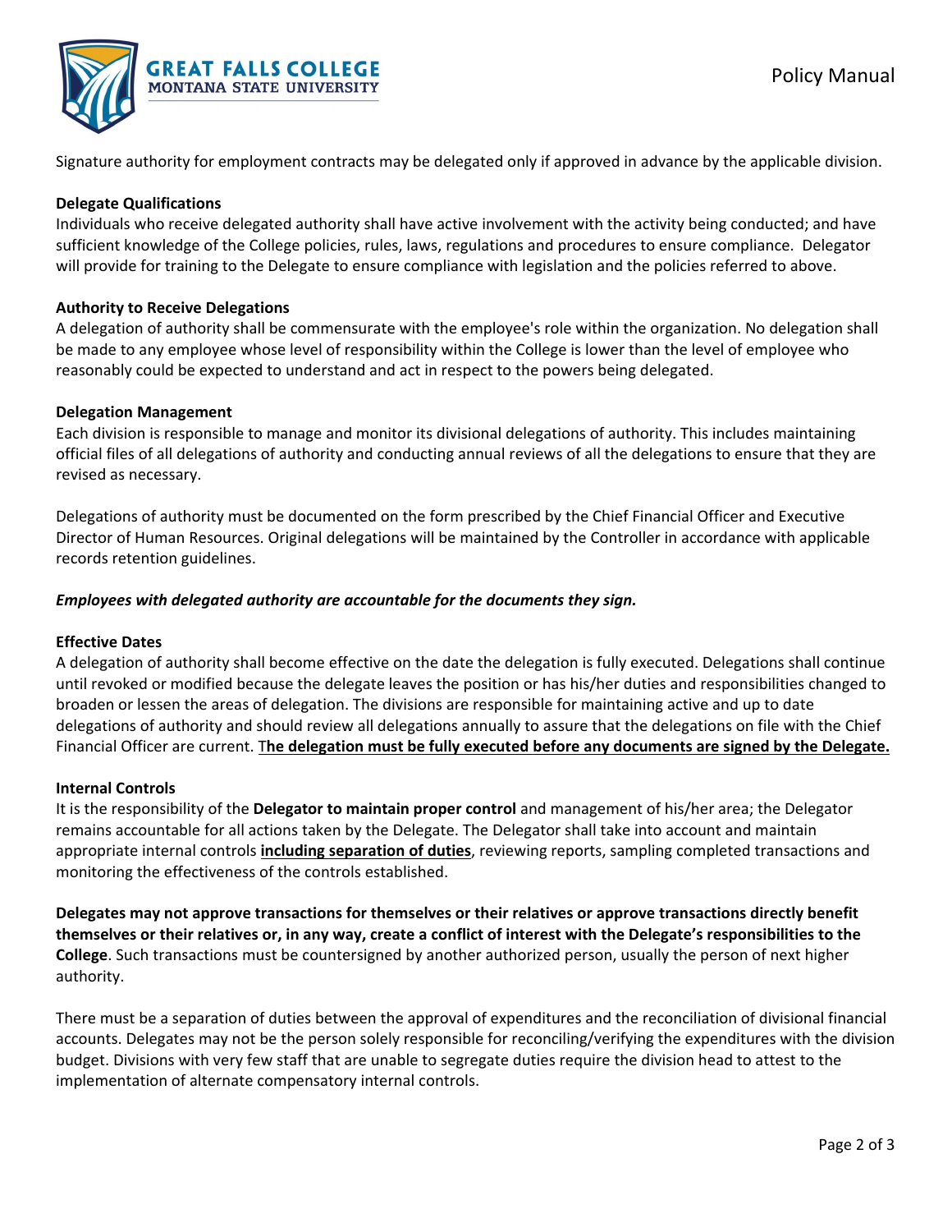Signature authority for employment contracts may be delegated only if approved in advance by the applicable division.

**Delegate Qualifications**

Individuals who receive delegated authority shall have active involvement with the activity being conducted; and have sufficient knowledge of the College policies, rules, laws, regulations and procedures to ensure compliance. Delegator will provide for training to the Delegate to ensure compliance with legislation and the policies referred to above.

**Authority to Receive Delegations**

A delegation of authority shall be commensurate with the employee's role within the organization. No delegation shall be made to any employee whose level of responsibility within the College is lower than the level of employee who reasonably could be expected to understand and act in respect to the powers being delegated.

**Delegation Management**

Each division is responsible to manage and monitor its divisional delegations of authority. This includes maintaining official files of all delegations of authority and conducting annual reviews of all the delegations to ensure that they are revised as necessary.

Delegations of authority must be documented on the form prescribed by the Chief Financial Officer and Executive Director of Human Resources. Original delegations will be maintained by the Controller in accordance with applicable records retention guidelines.

***Employees with delegated authority are accountable for the documents they sign.***

**Effective Dates**

A delegation of authority shall become effective on the date the delegation is fully executed. Delegations shall continue until revoked or modified because the delegate leaves the position or has his/her duties and responsibilities changed to broaden or lessen the areas of delegation. The divisions are responsible for maintaining active and up to date delegations of authority and should review all delegations annually to assure that the delegations on file with the Chief Financial Officer are current. **The delegation must be fully executed before any documents are signed by the Delegate.**

**Internal Controls**

It is the responsibility of the **Delegator to maintain proper control** and management of his/her area; the Delegator remains accountable for all actions taken by the Delegate. The Delegator shall take into account and maintain appropriate internal controls **including separation of duties**, reviewing reports, sampling completed transactions and monitoring the effectiveness of the controls established.

**Delegates may not approve transactions for themselves or their relatives or approve transactions directly benefit themselves or their relatives or, in any way, create a conflict of interest with the Delegate's responsibilities to the College**. Such transactions must be countersigned by another authorized person, usually the person of next higher authority.

There must be a separation of duties between the approval of expenditures and the reconciliation of divisional financial accounts. Delegates may not be the person solely responsible for reconciling/verifying the expenditures with the division budget. Divisions with very few staff that are unable to segregate duties require the division head to attest to the implementation of alternate compensatory internal controls.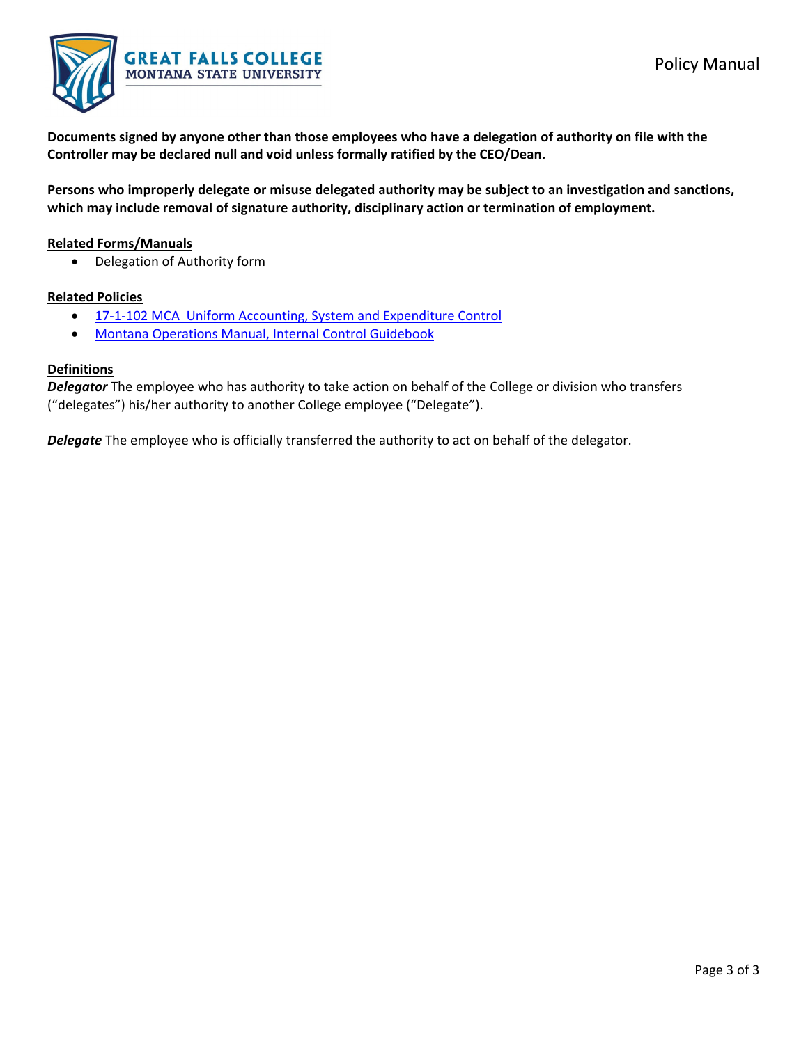**Documents signed by anyone other than those employees who have a delegation of authority on file with the Controller may be declared null and void unless formally ratified by the CEO/Dean.**

**Persons who improperly delegate or misuse delegated authority may be subject to an investigation and sanctions, which may include removal of signature authority, disciplinary action or termination of employment.**

**Related Forms/Manuals**

- Delegation of Authority form

**Related Policies**

- 17-1-102 MCA Uniform Accounting, System and Expenditure Control
- Montana Operations Manual, Internal Control Guidebook

**Definitions**

***Delegator*** The employee who has authority to take action on behalf of the College or division who transfers ("delegates") his/her authority to another College employee ("Delegate").

***Delegate*** The employee who is officially transferred the authority to act on behalf of the delegator.